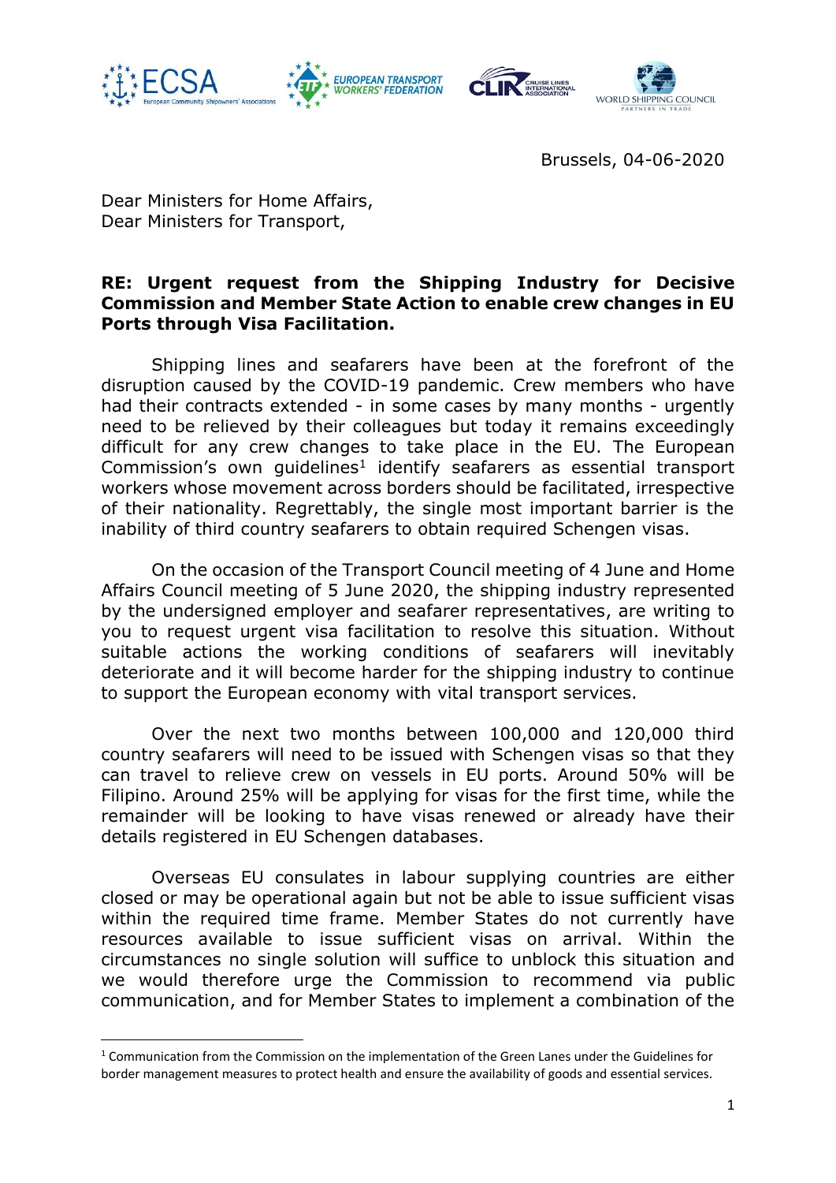Brussels, 04-06-2020

Dear Ministers for Home Affairs,
Dear Ministers for Transport,

**RE: Urgent request from the Shipping Industry for Decisive Commission and Member State Action to enable crew changes in EU Ports through Visa Facilitation.**

Shipping lines and seafarers have been at the forefront of the disruption caused by the COVID-19 pandemic. Crew members who have had their contracts extended - in some cases by many months - urgently need to be relieved by their colleagues but today it remains exceedingly difficult for any crew changes to take place in the EU. The European Commission's own guidelines[1] identify seafarers as essential transport workers whose movement across borders should be facilitated, irrespective of their nationality. Regrettably, the single most important barrier is the inability of third country seafarers to obtain required Schengen visas.

On the occasion of the Transport Council meeting of 4 June and Home Affairs Council meeting of 5 June 2020, the shipping industry represented by the undersigned employer and seafarer representatives, are writing to you to request urgent visa facilitation to resolve this situation. Without suitable actions the working conditions of seafarers will inevitably deteriorate and it will become harder for the shipping industry to continue to support the European economy with vital transport services.

Over the next two months between 100,000 and 120,000 third country seafarers will need to be issued with Schengen visas so that they can travel to relieve crew on vessels in EU ports. Around 50% will be Filipino. Around 25% will be applying for visas for the first time, while the remainder will be looking to have visas renewed or already have their details registered in EU Schengen databases.

Overseas EU consulates in labour supplying countries are either closed or may be operational again but not be able to issue sufficient visas within the required time frame. Member States do not currently have resources available to issue sufficient visas on arrival. Within the circumstances no single solution will suffice to unblock this situation and we would therefore urge the Commission to recommend via public communication, and for Member States to implement a combination of the

[1] Communication from the Commission on the implementation of the Green Lanes under the Guidelines for border management measures to protect health and ensure the availability of goods and essential services.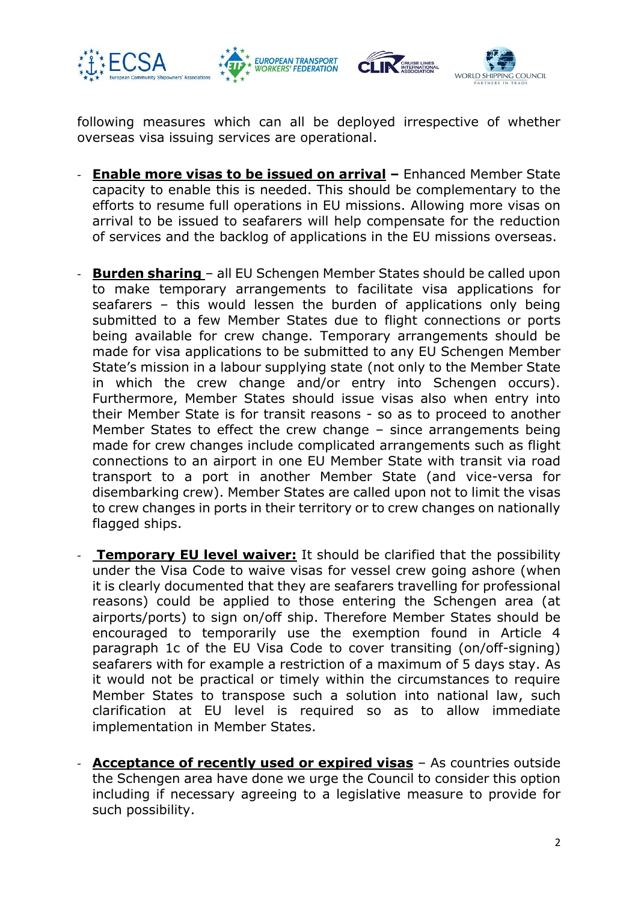following measures which can all be deployed irrespective of whether overseas visa issuing services are operational.

- **Enable more visas to be issued on arrival –** Enhanced Member State capacity to enable this is needed. This should be complementary to the efforts to resume full operations in EU missions. Allowing more visas on arrival to be issued to seafarers will help compensate for the reduction of services and the backlog of applications in the EU missions overseas.

- **Burden sharing** – all EU Schengen Member States should be called upon to make temporary arrangements to facilitate visa applications for seafarers – this would lessen the burden of applications only being submitted to a few Member States due to flight connections or ports being available for crew change. Temporary arrangements should be made for visa applications to be submitted to any EU Schengen Member State's mission in a labour supplying state (not only to the Member State in which the crew change and/or entry into Schengen occurs). Furthermore, Member States should issue visas also when entry into their Member State is for transit reasons - so as to proceed to another Member States to effect the crew change – since arrangements being made for crew changes include complicated arrangements such as flight connections to an airport in one EU Member State with transit via road transport to a port in another Member State (and vice-versa for disembarking crew). Member States are called upon not to limit the visas to crew changes in ports in their territory or to crew changes on nationally flagged ships.

- **Temporary EU level waiver:** It should be clarified that the possibility under the Visa Code to waive visas for vessel crew going ashore (when it is clearly documented that they are seafarers travelling for professional reasons) could be applied to those entering the Schengen area (at airports/ports) to sign on/off ship. Therefore Member States should be encouraged to temporarily use the exemption found in Article 4 paragraph 1c of the EU Visa Code to cover transiting (on/off-signing) seafarers with for example a restriction of a maximum of 5 days stay. As it would not be practical or timely within the circumstances to require Member States to transpose such a solution into national law, such clarification at EU level is required so as to allow immediate implementation in Member States.

- **Acceptance of recently used or expired visas** – As countries outside the Schengen area have done we urge the Council to consider this option including if necessary agreeing to a legislative measure to provide for such possibility.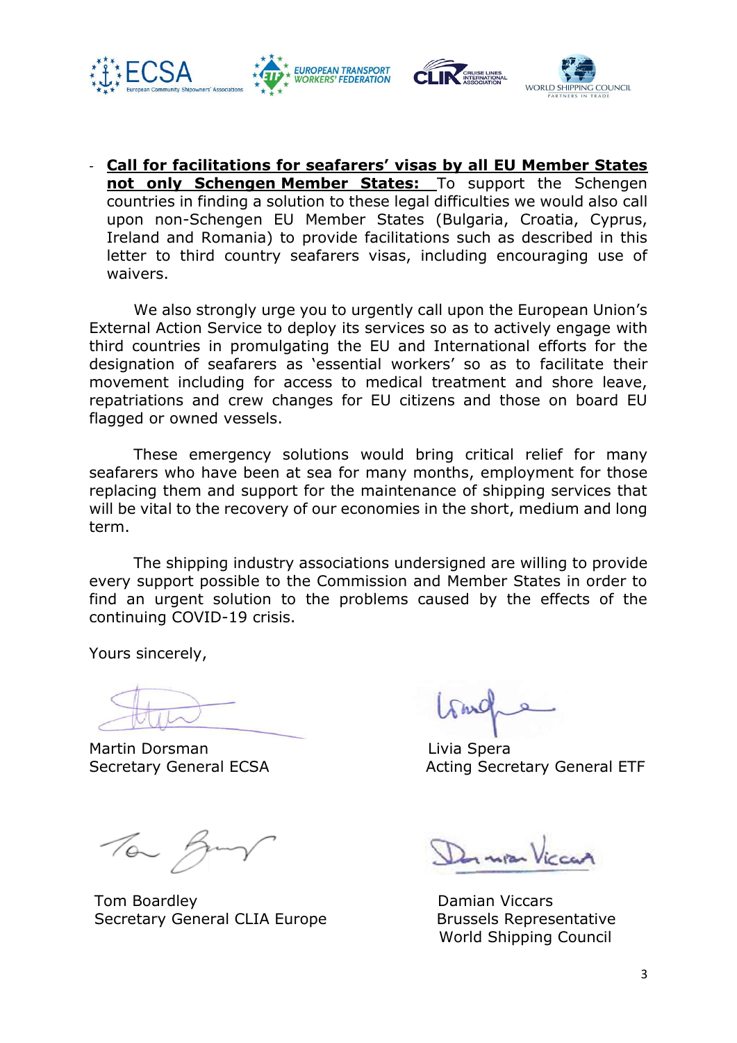- **Call for facilitations for seafarers' visas by all EU Member States not only Schengen Member States:** To support the Schengen countries in finding a solution to these legal difficulties we would also call upon non-Schengen EU Member States (Bulgaria, Croatia, Cyprus, Ireland and Romania) to provide facilitations such as described in this letter to third country seafarers visas, including encouraging use of waivers.

We also strongly urge you to urgently call upon the European Union's External Action Service to deploy its services so as to actively engage with third countries in promulgating the EU and International efforts for the designation of seafarers as 'essential workers' so as to facilitate their movement including for access to medical treatment and shore leave, repatriations and crew changes for EU citizens and those on board EU flagged or owned vessels.

These emergency solutions would bring critical relief for many seafarers who have been at sea for many months, employment for those replacing them and support for the maintenance of shipping services that will be vital to the recovery of our economies in the short, medium and long term.

The shipping industry associations undersigned are willing to provide every support possible to the Commission and Member States in order to find an urgent solution to the problems caused by the effects of the continuing COVID-19 crisis.

Yours sincerely,

Martin Dorsman
Secretary General ECSA

Livia Spera
Acting Secretary General ETF

Tom Boardley
Secretary General CLIA Europe

Damian Viccars
Brussels Representative
World Shipping Council